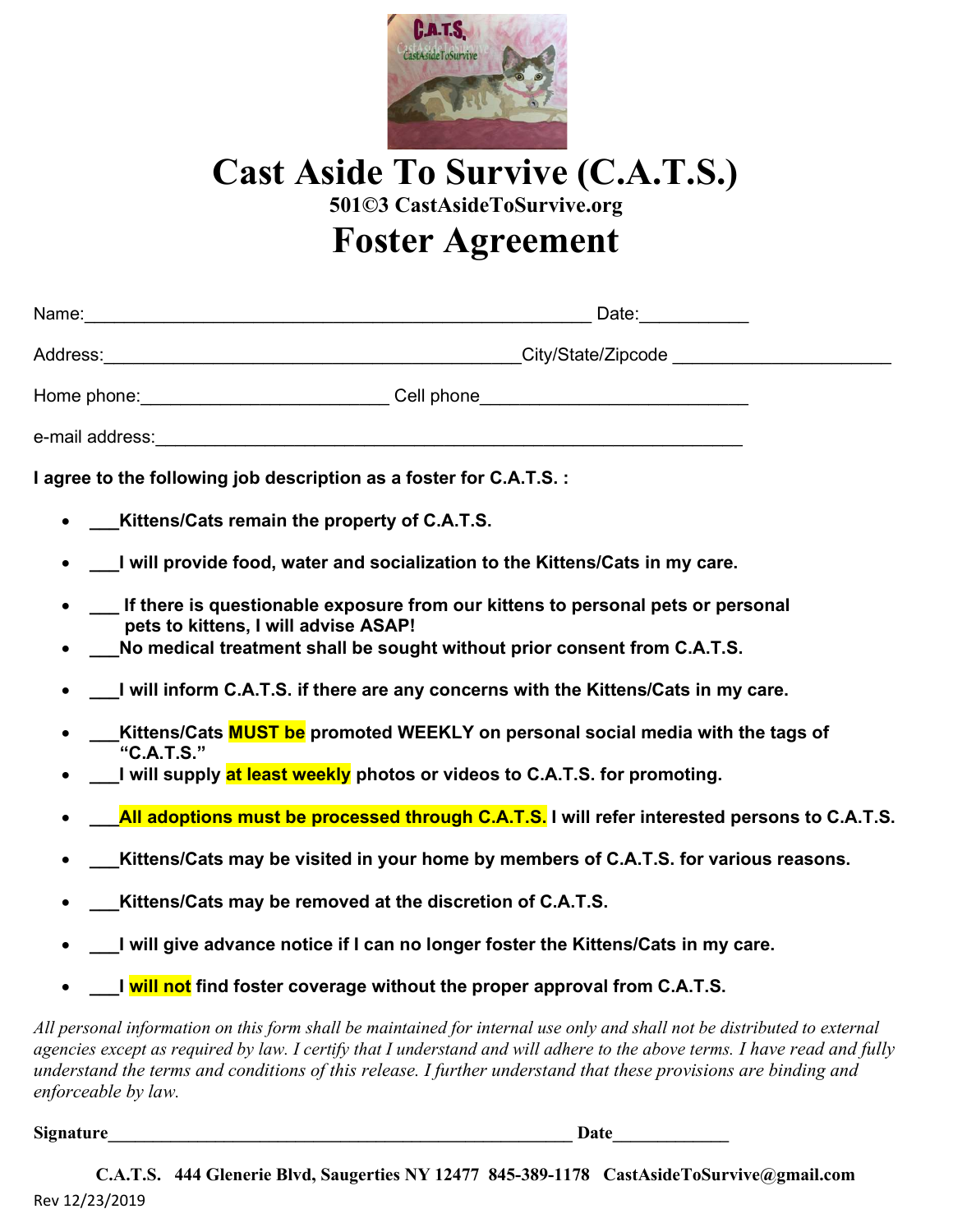# Cast Aside To Survive (C.A.T.S.)

**501©3 CastAsideToSurvive.org**

# Foster Agreement

Name:___________________________________________________ Date:___________

Address:___________________________________________City/State/Zipcode _____________________

Home phone:_________________________ Cell phone___________________________

e-mail address:____________________________________________________________

**I agree to the following job description as a foster for C.A.T.S. :**

- **___Kittens/Cats remain the property of C.A.T.S.**
- **___I will provide food, water and socialization to the Kittens/Cats in my care.**
- **___ If there is questionable exposure from our kittens to personal pets or personal pets to kittens, I will advise ASAP!**
- **___No medical treatment shall be sought without prior consent from C.A.T.S.**
- **___I will inform C.A.T.S. if there are any concerns with the Kittens/Cats in my care.**
- **___Kittens/Cats MUST be promoted WEEKLY on personal social media with the tags of "C.A.T.S."**
- **___I will supply at least weekly photos or videos to C.A.T.S. for promoting.**
- **___All adoptions must be processed through C.A.T.S. I will refer interested persons to C.A.T.S.**
- **___Kittens/Cats may be visited in your home by members of C.A.T.S. for various reasons.**
- **___Kittens/Cats may be removed at the discretion of C.A.T.S.**
- **___I will give advance notice if I can no longer foster the Kittens/Cats in my care.**
- **___I will not find foster coverage without the proper approval from C.A.T.S.**

*All personal information on this form shall be maintained for internal use only and shall not be distributed to external agencies except as required by law. I certify that I understand and will adhere to the above terms. I have read and fully understand the terms and conditions of this release. I further understand that these provisions are binding and enforceable by law.*

**Signature**_____________________________________________________ **Date**____________

**C.A.T.S. 444 Glenerie Blvd, Saugerties NY 12477 845-389-1178 CastAsideToSurvive@gmail.com**

Rev 12/23/2019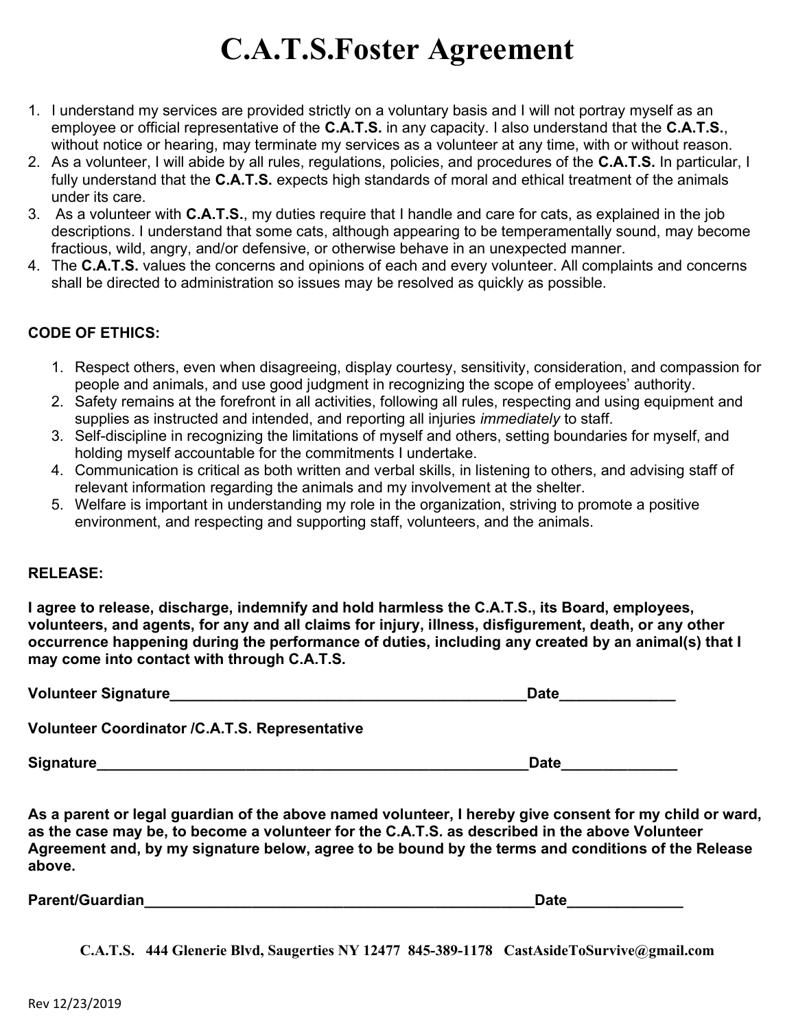# C.A.T.S.Foster Agreement

1. I understand my services are provided strictly on a voluntary basis and I will not portray myself as an employee or official representative of the **C.A.T.S.** in any capacity. I also understand that the **C.A.T.S.**, without notice or hearing, may terminate my services as a volunteer at any time, with or without reason.
2. As a volunteer, I will abide by all rules, regulations, policies, and procedures of the **C.A.T.S.** In particular, I fully understand that the **C.A.T.S.** expects high standards of moral and ethical treatment of the animals under its care.
3. As a volunteer with **C.A.T.S.**, my duties require that I handle and care for cats, as explained in the job descriptions. I understand that some cats, although appearing to be temperamentally sound, may become fractious, wild, angry, and/or defensive, or otherwise behave in an unexpected manner.
4. The **C.A.T.S.** values the concerns and opinions of each and every volunteer. All complaints and concerns shall be directed to administration so issues may be resolved as quickly as possible.

**CODE OF ETHICS:**

1. Respect others, even when disagreeing, display courtesy, sensitivity, consideration, and compassion for people and animals, and use good judgment in recognizing the scope of employees' authority.
2. Safety remains at the forefront in all activities, following all rules, respecting and using equipment and supplies as instructed and intended, and reporting all injuries *immediately* to staff.
3. Self-discipline in recognizing the limitations of myself and others, setting boundaries for myself, and holding myself accountable for the commitments I undertake.
4. Communication is critical as both written and verbal skills, in listening to others, and advising staff of relevant information regarding the animals and my involvement at the shelter.
5. Welfare is important in understanding my role in the organization, striving to promote a positive environment, and respecting and supporting staff, volunteers, and the animals.

**RELEASE:**

**I agree to release, discharge, indemnify and hold harmless the C.A.T.S., its Board, employees, volunteers, and agents, for any and all claims for injury, illness, disfigurement, death, or any other occurrence happening during the performance of duties, including any created by an animal(s) that I may come into contact with through C.A.T.S.**

**Volunteer Signature**_____________________________________________**Date**______________

**Volunteer Coordinator /C.A.T.S. Representative**

**Signature**______________________________________________________**Date**______________

**As a parent or legal guardian of the above named volunteer, I hereby give consent for my child or ward, as the case may be, to become a volunteer for the C.A.T.S. as described in the above Volunteer Agreement and, by my signature below, agree to be bound by the terms and conditions of the Release above.**

**Parent/Guardian**_________________________________________________**Date**______________

**C.A.T.S. 444 Glenerie Blvd, Saugerties NY 12477 845-389-1178 CastAsideToSurvive@gmail.com**

Rev 12/23/2019